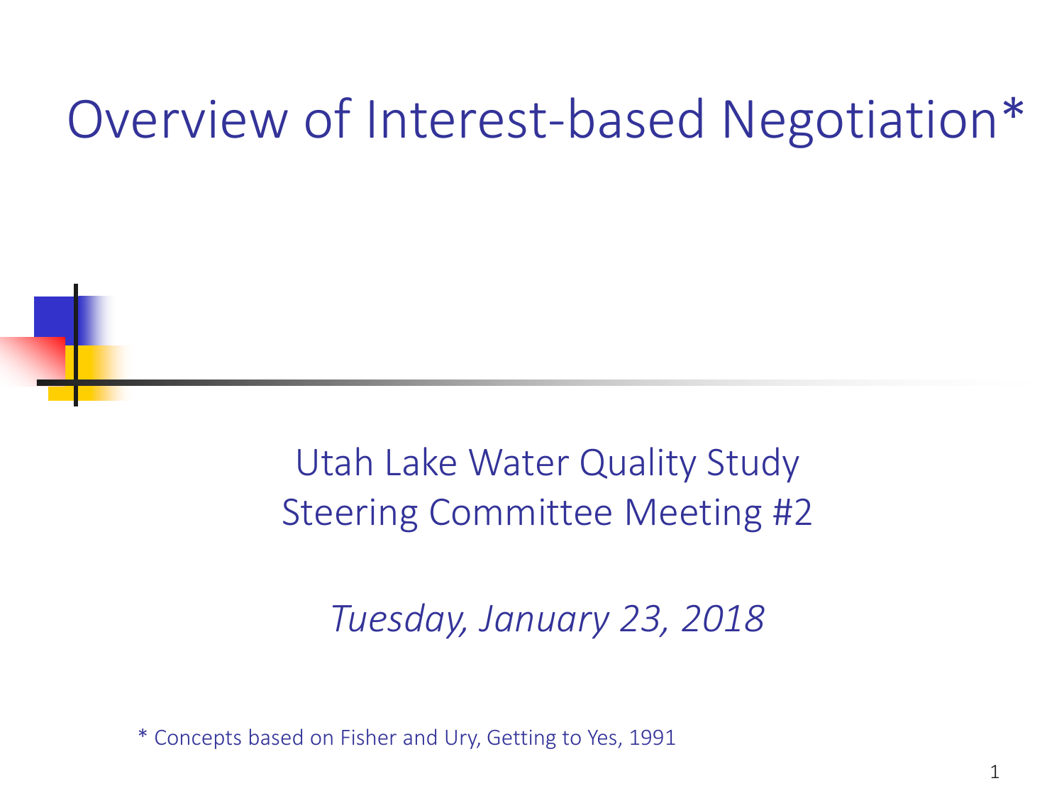# Overview of Interest-based Negotiation*

Utah Lake Water Quality Study
Steering Committee Meeting #2

*Tuesday, January 23, 2018*

* Concepts based on Fisher and Ury, Getting to Yes, 1991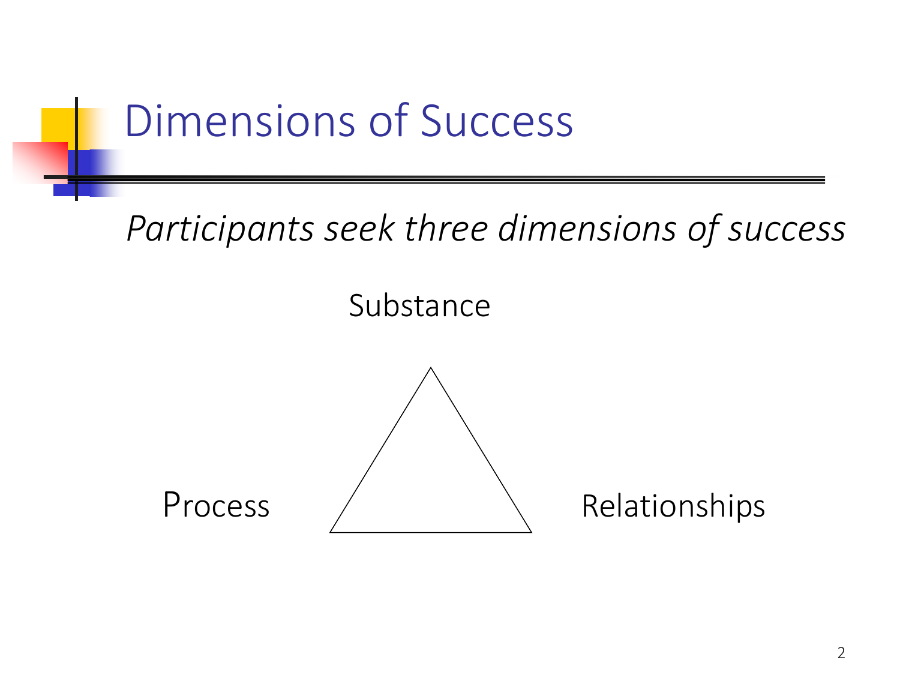# Dimensions of Success

*Participants seek three dimensions of success*

Substance

Process

Relationships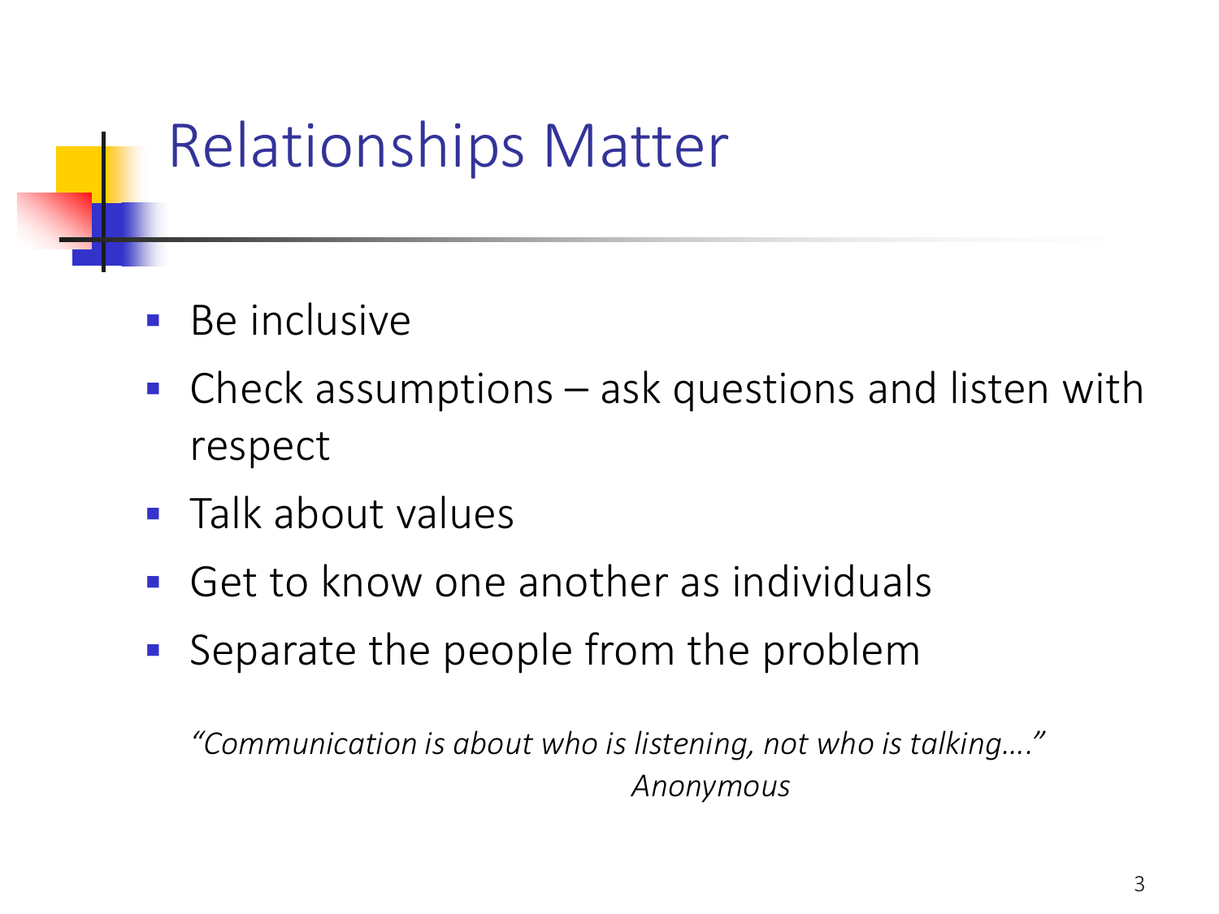# Relationships Matter

- Be inclusive
- Check assumptions – ask questions and listen with respect
- Talk about values
- Get to know one another as individuals
- Separate the people from the problem

*"Communication is about who is listening, not who is talking…."*
*Anonymous*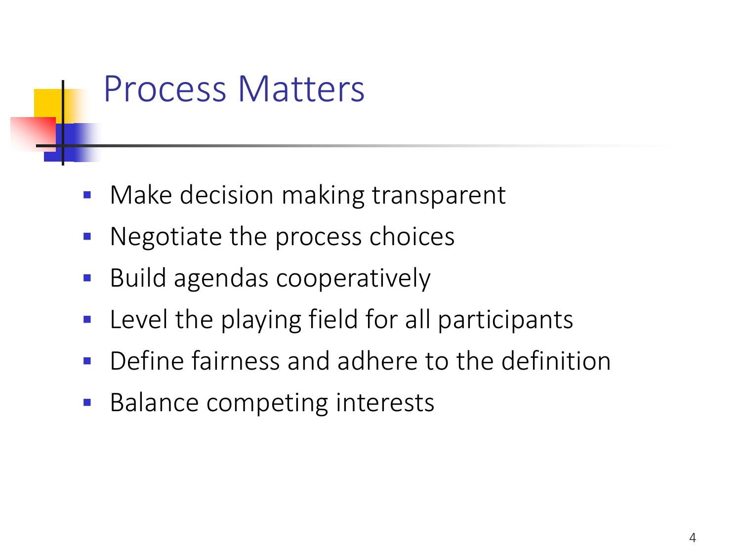# Process Matters

- Make decision making transparent
- Negotiate the process choices
- Build agendas cooperatively
- Level the playing field for all participants
- Define fairness and adhere to the definition
- Balance competing interests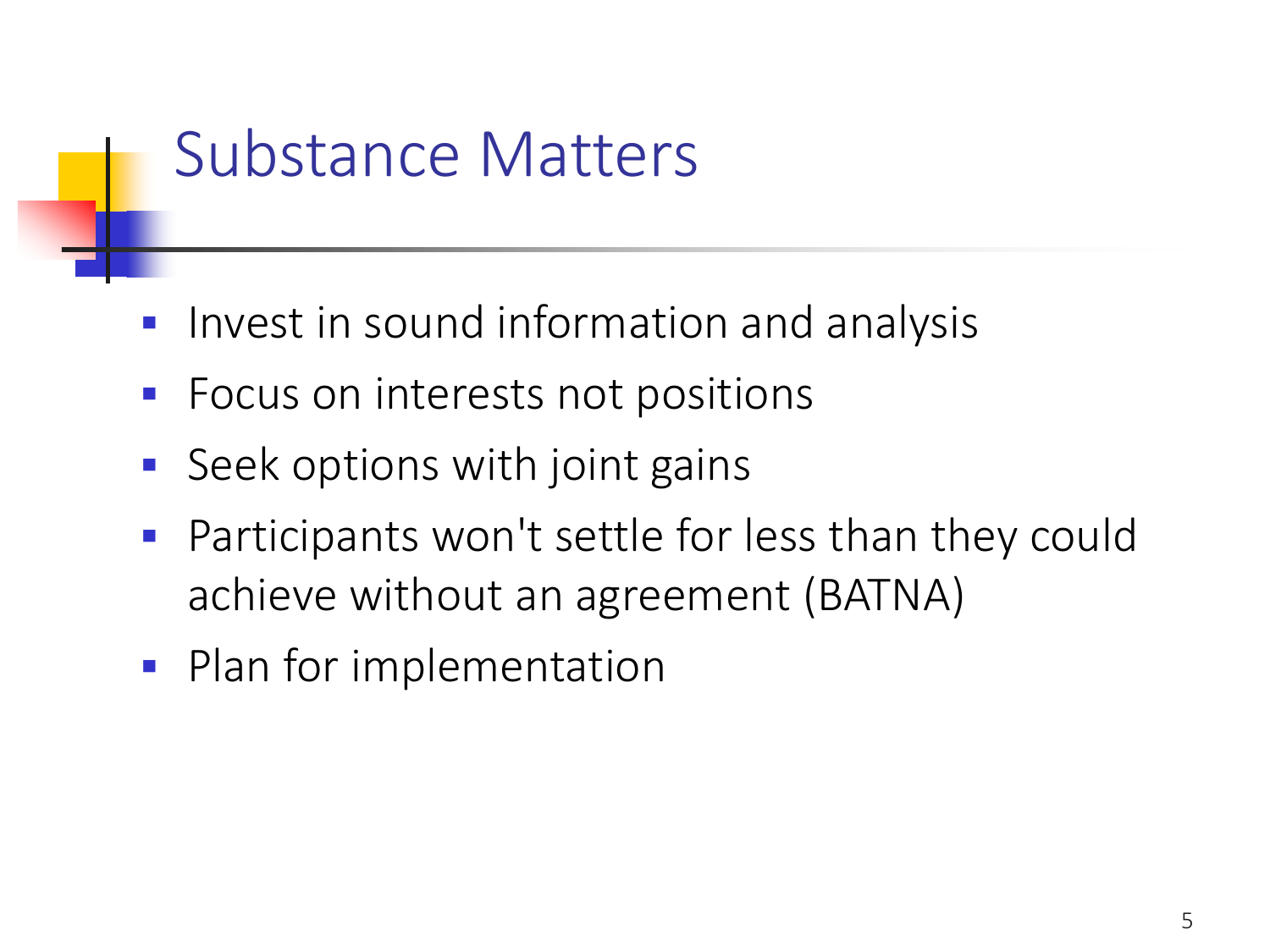# Substance Matters

- Invest in sound information and analysis
- Focus on interests not positions
- Seek options with joint gains
- Participants won't settle for less than they could achieve without an agreement (BATNA)
- Plan for implementation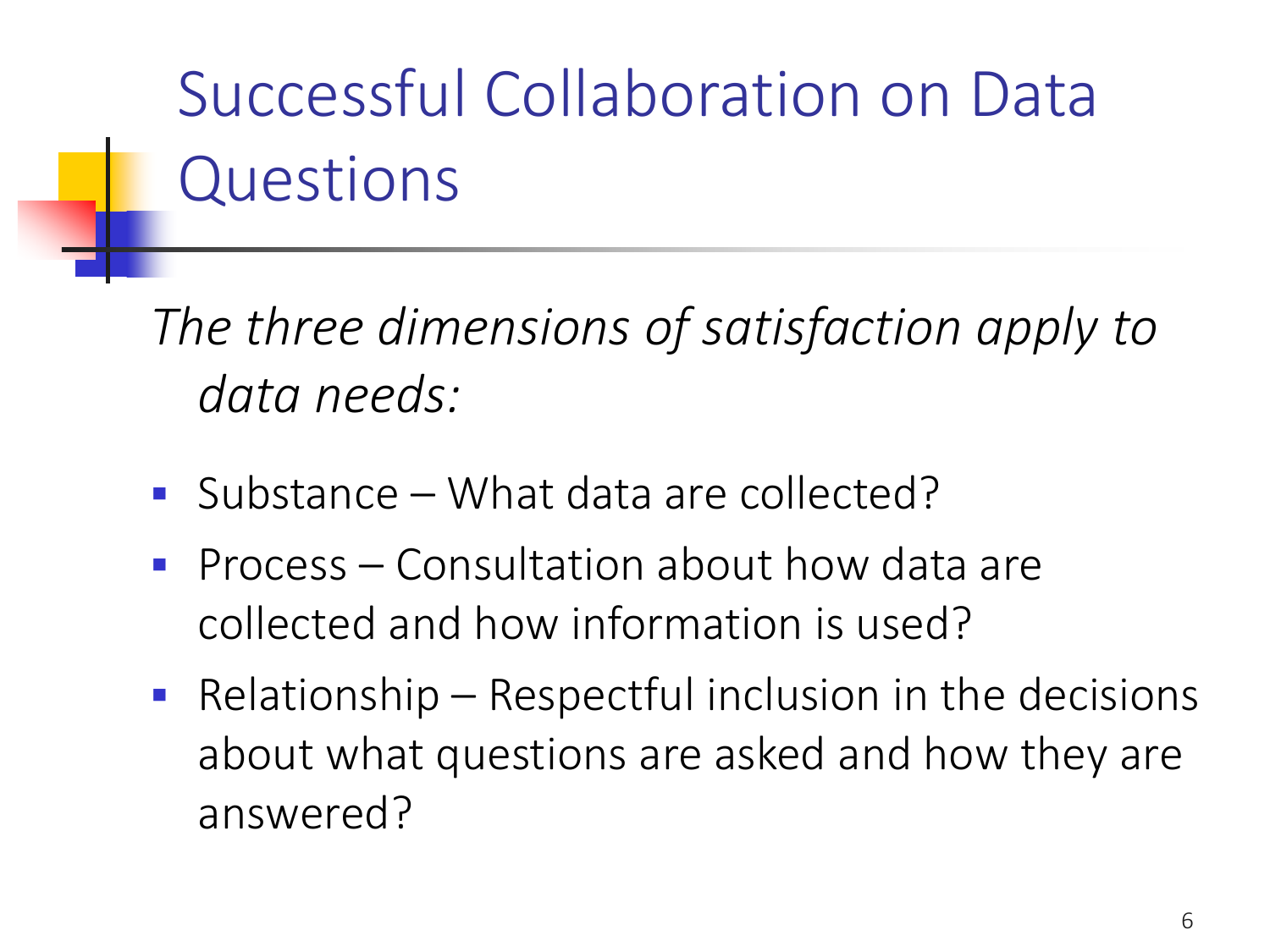# Successful Collaboration on Data Questions

*The three dimensions of satisfaction apply to data needs:*

- Substance – What data are collected?
- Process – Consultation about how data are collected and how information is used?
- Relationship – Respectful inclusion in the decisions about what questions are asked and how they are answered?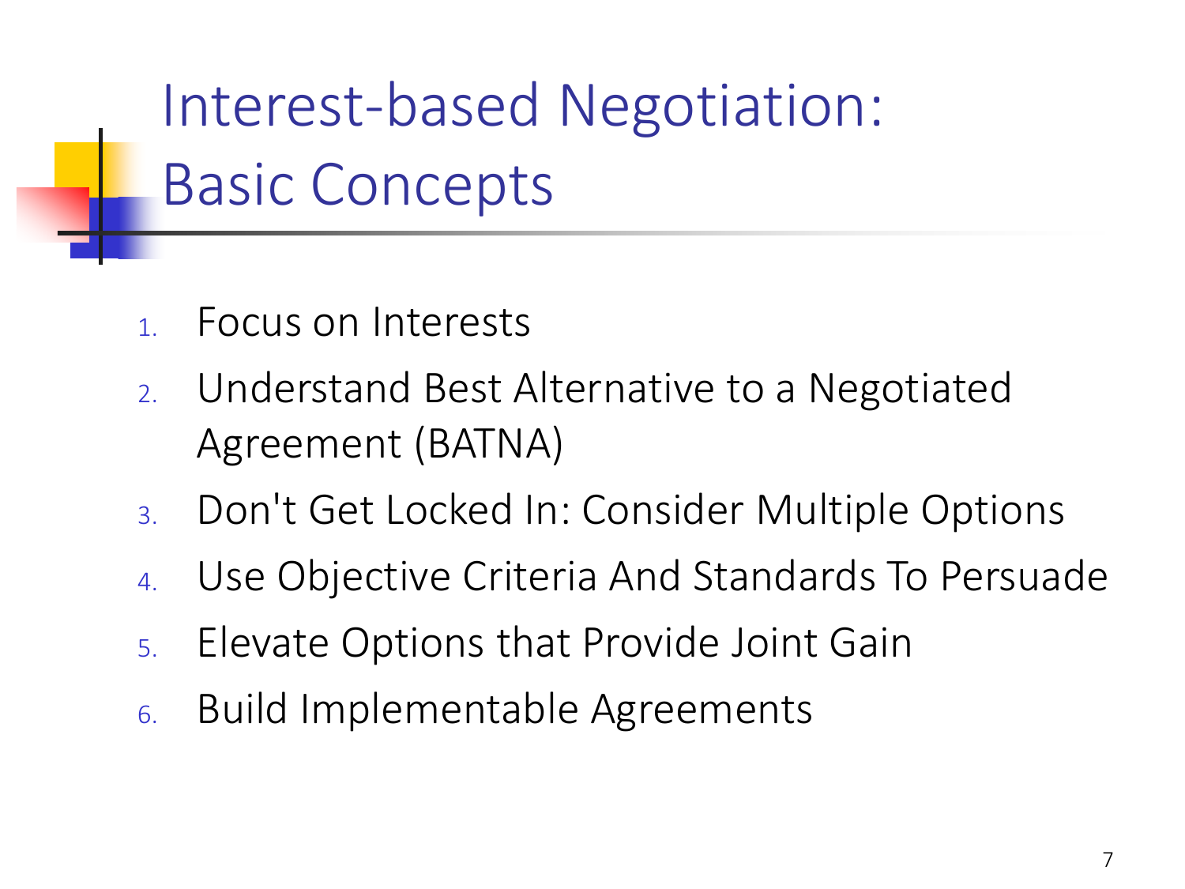# Interest-based Negotiation: Basic Concepts

1. Focus on Interests
2. Understand Best Alternative to a Negotiated Agreement (BATNA)
3. Don't Get Locked In: Consider Multiple Options
4. Use Objective Criteria And Standards To Persuade
5. Elevate Options that Provide Joint Gain
6. Build Implementable Agreements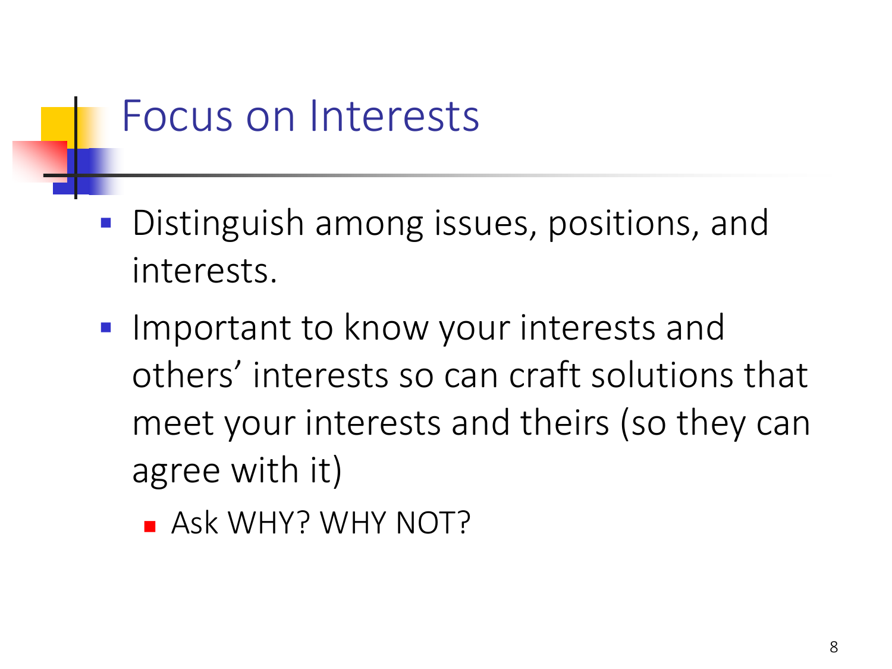# Focus on Interests

- Distinguish among issues, positions, and interests.
- Important to know your interests and others' interests so can craft solutions that meet your interests and theirs (so they can agree with it)
  - Ask WHY? WHY NOT?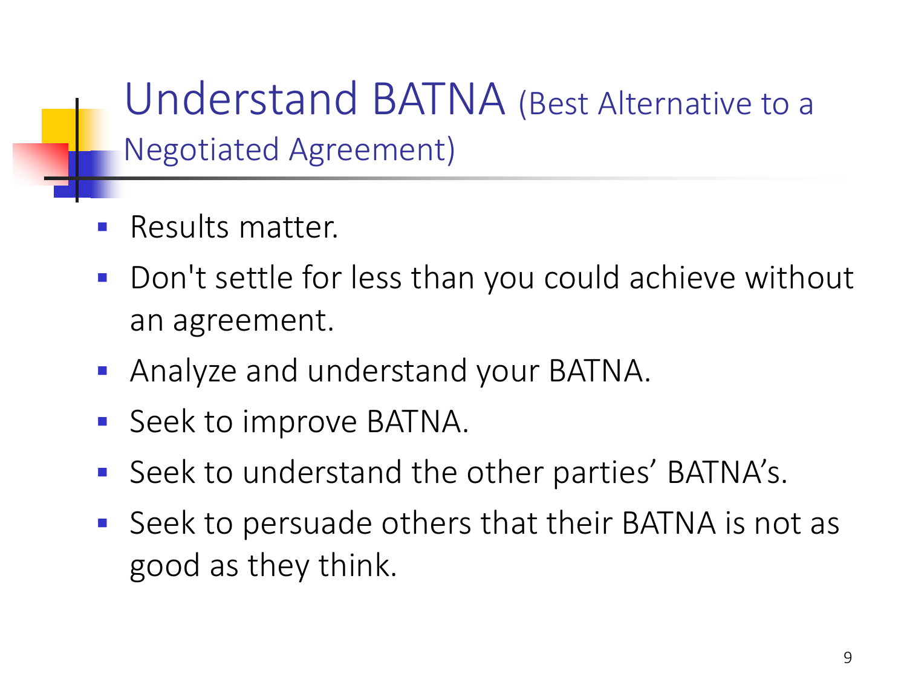# Understand BATNA (Best Alternative to a Negotiated Agreement)

- Results matter.
- Don't settle for less than you could achieve without an agreement.
- Analyze and understand your BATNA.
- Seek to improve BATNA.
- Seek to understand the other parties' BATNA's.
- Seek to persuade others that their BATNA is not as good as they think.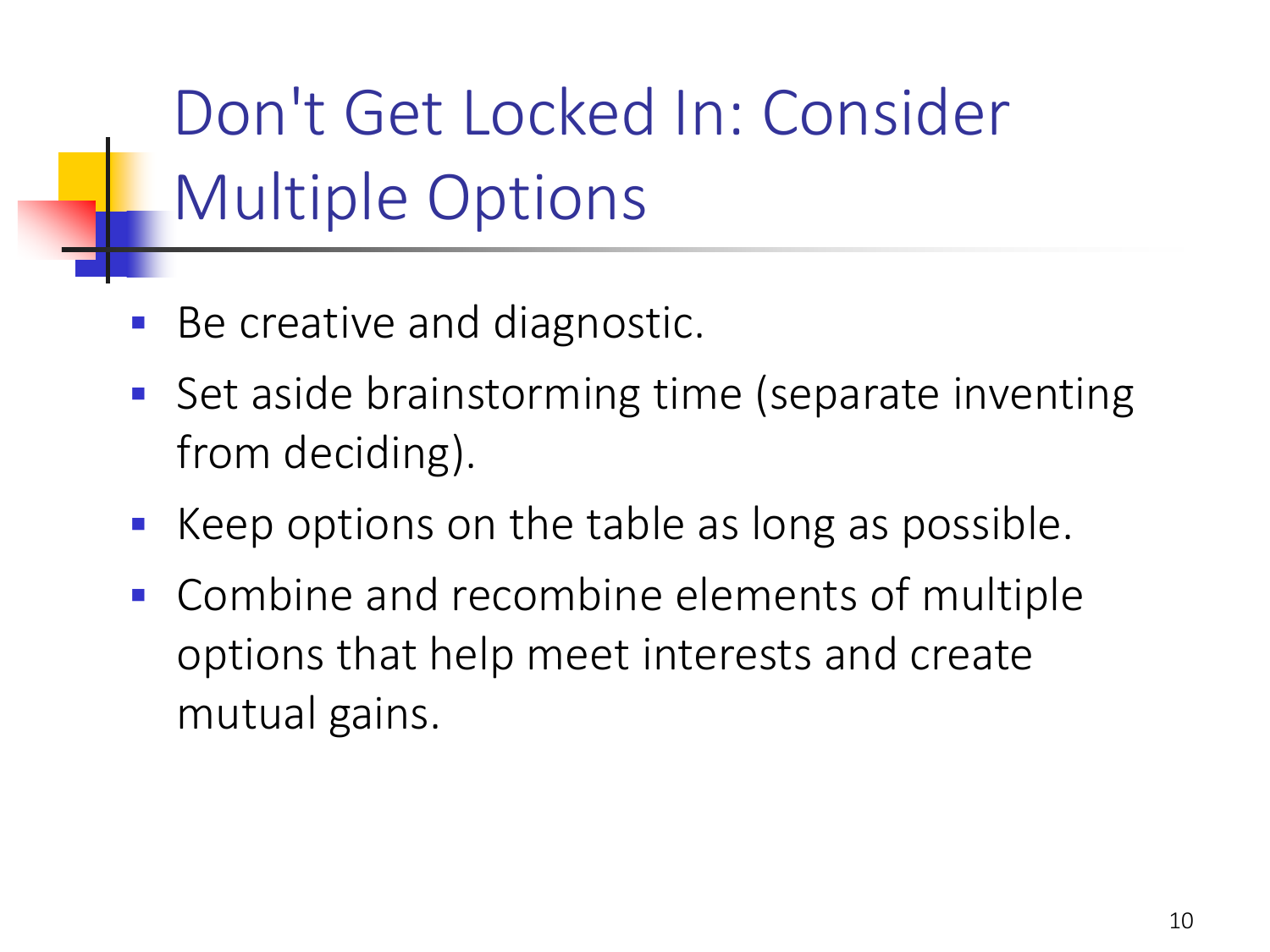# Don't Get Locked In: Consider Multiple Options

- Be creative and diagnostic.
- Set aside brainstorming time (separate inventing from deciding).
- Keep options on the table as long as possible.
- Combine and recombine elements of multiple options that help meet interests and create mutual gains.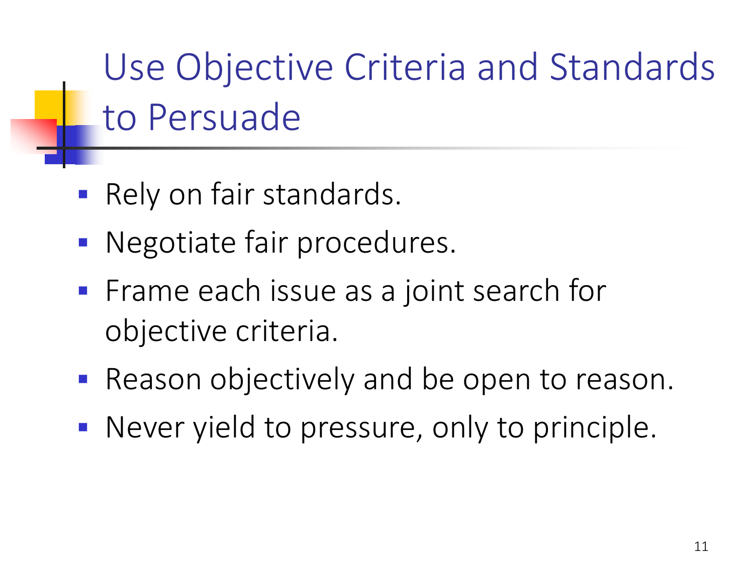# Use Objective Criteria and Standards to Persuade

- Rely on fair standards.
- Negotiate fair procedures.
- Frame each issue as a joint search for objective criteria.
- Reason objectively and be open to reason.
- Never yield to pressure, only to principle.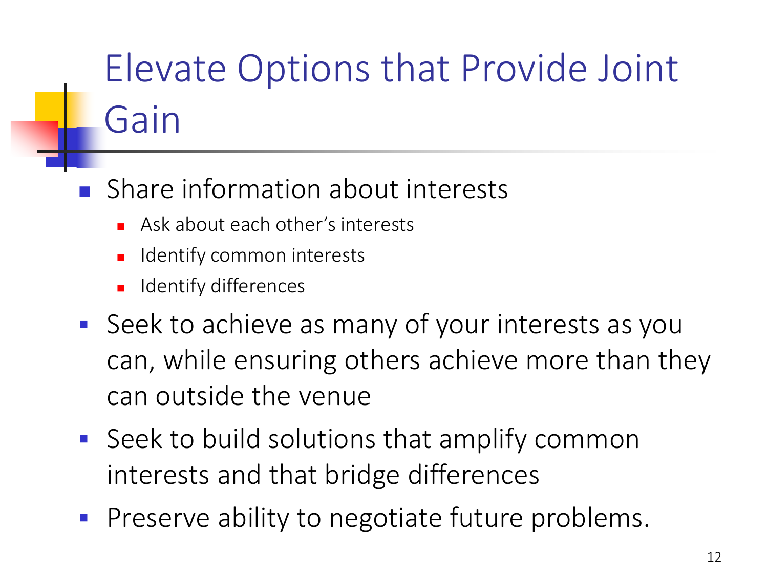# Elevate Options that Provide Joint Gain

- Share information about interests
  - Ask about each other's interests
  - Identify common interests
  - Identify differences
- Seek to achieve as many of your interests as you can, while ensuring others achieve more than they can outside the venue
- Seek to build solutions that amplify common interests and that bridge differences
- Preserve ability to negotiate future problems.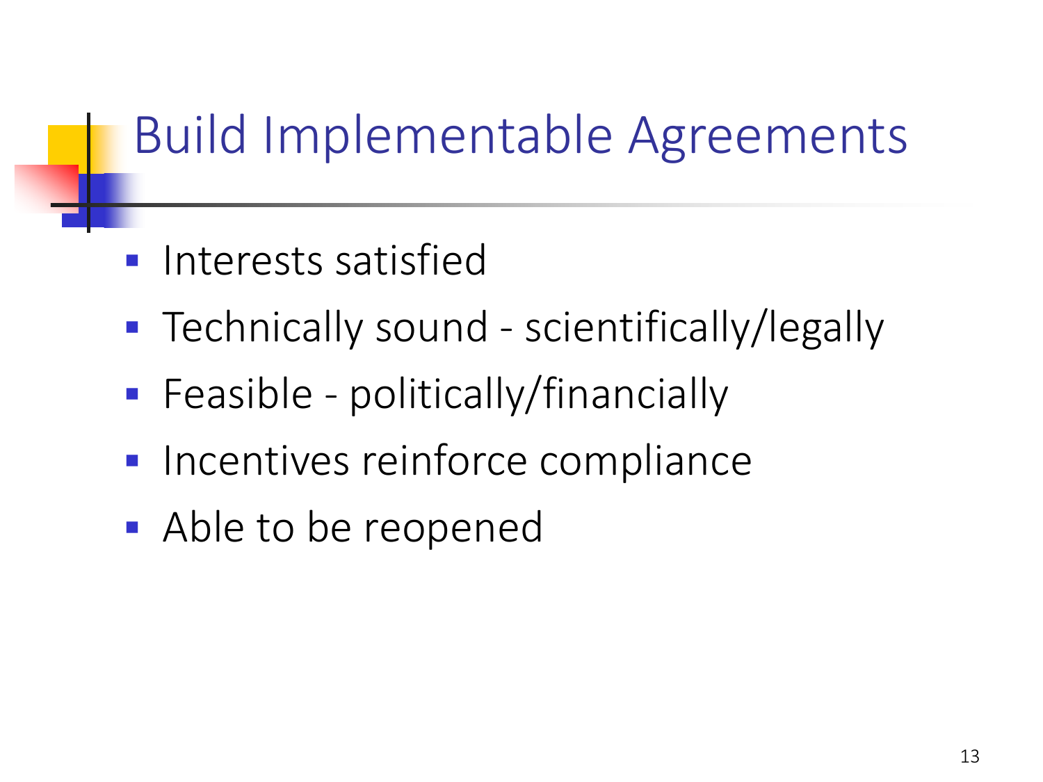# Build Implementable Agreements

- Interests satisfied
- Technically sound - scientifically/legally
- Feasible - politically/financially
- Incentives reinforce compliance
- Able to be reopened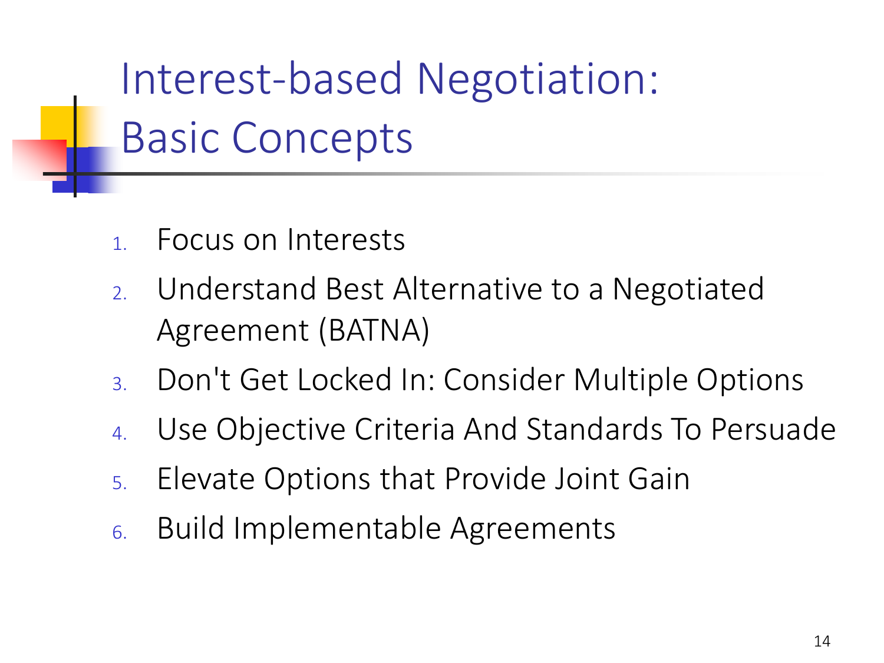# Interest-based Negotiation: Basic Concepts

1. Focus on Interests
2. Understand Best Alternative to a Negotiated Agreement (BATNA)
3. Don't Get Locked In: Consider Multiple Options
4. Use Objective Criteria And Standards To Persuade
5. Elevate Options that Provide Joint Gain
6. Build Implementable Agreements